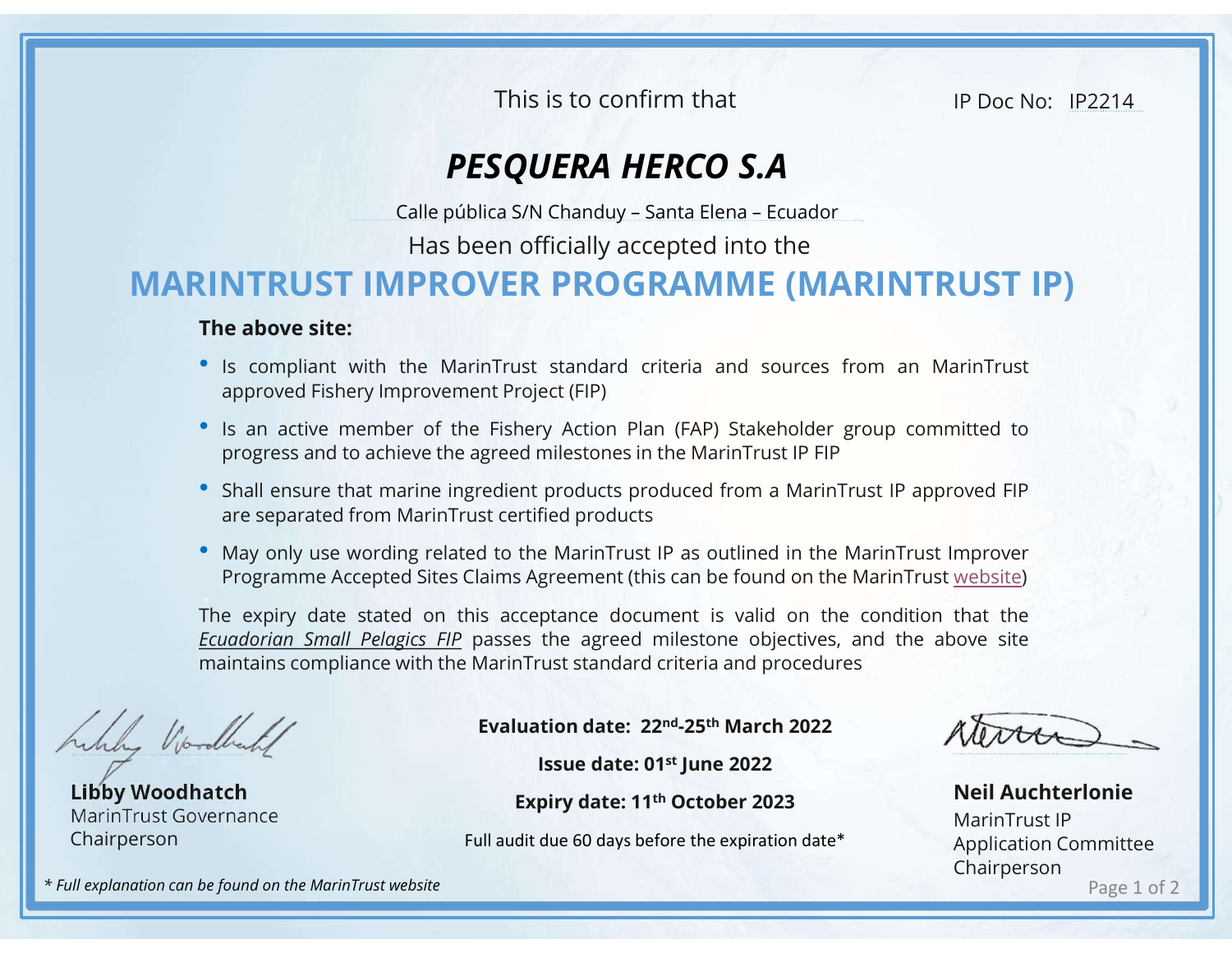This is to confirm that

IP Doc No: IP2214

# *PESQUERA HERCO S.A*

Calle pública S/N Chanduy – Santa Elena – Ecuador

Has been officially accepted into the

## MARINTRUST IMPROVER PROGRAMME (MARINTRUST IP)

**The above site:**

- Is compliant with the MarinTrust standard criteria and sources from an MarinTrust approved Fishery Improvement Project (FIP)
- Is an active member of the Fishery Action Plan (FAP) Stakeholder group committed to progress and to achieve the agreed milestones in the MarinTrust IP FIP
- Shall ensure that marine ingredient products produced from a MarinTrust IP approved FIP are separated from MarinTrust certified products
- May only use wording related to the MarinTrust IP as outlined in the MarinTrust Improver Programme Accepted Sites Claims Agreement (this can be found on the MarinTrust website)

The expiry date stated on this acceptance document is valid on the condition that the *Ecuadorian Small Pelagics FIP* passes the agreed milestone objectives, and the above site maintains compliance with the MarinTrust standard criteria and procedures

**Evaluation date: 22nd-25th March 2022**

**Issue date: 01st June 2022**

**Expiry date: 11th October 2023**

Full audit due 60 days before the expiration date*

**Libby Woodhatch**
MarinTrust Governance Chairperson

**Neil Auchterlonie**
MarinTrust IP Application Committee Chairperson

*\* Full explanation can be found on the MarinTrust website*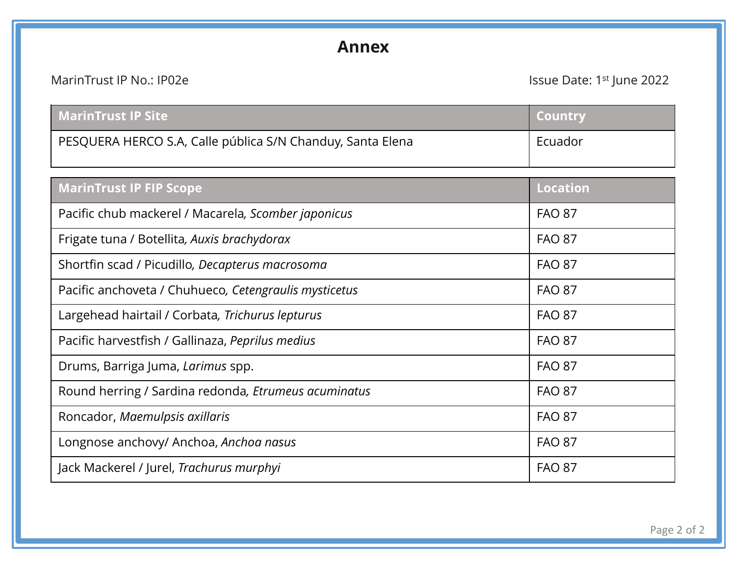# Annex

MarinTrust IP No.: IP02e

Issue Date: 1st June 2022

| MarinTrust IP Site | Country |
|---|---|
| PESQUERA HERCO S.A, Calle pública S/N Chanduy, Santa Elena | Ecuador |

| MarinTrust IP FIP Scope | Location |
|---|---|
| Pacific chub mackerel / Macarela*, Scomber japonicus* | FAO 87 |
| Frigate tuna / Botellita*, Auxis brachydorax* | FAO 87 |
| Shortfin scad / Picudillo*, Decapterus macrosoma* | FAO 87 |
| Pacific anchoveta / Chuhueco*, Cetengraulis mysticetus* | FAO 87 |
| Largehead hairtail / Corbata*, Trichurus lepturus* | FAO 87 |
| Pacific harvestfish / Gallinaza, *Peprilus medius* | FAO 87 |
| Drums, Barriga Juma, *Larimus* spp. | FAO 87 |
| Round herring / Sardina redonda*, Etrumeus acuminatus* | FAO 87 |
| Roncador, *Maemulpsis axillaris* | FAO 87 |
| Longnose anchovy/ Anchoa, *Anchoa nasus* | FAO 87 |
| Jack Mackerel / Jurel, *Trachurus murphyi* | FAO 87 |